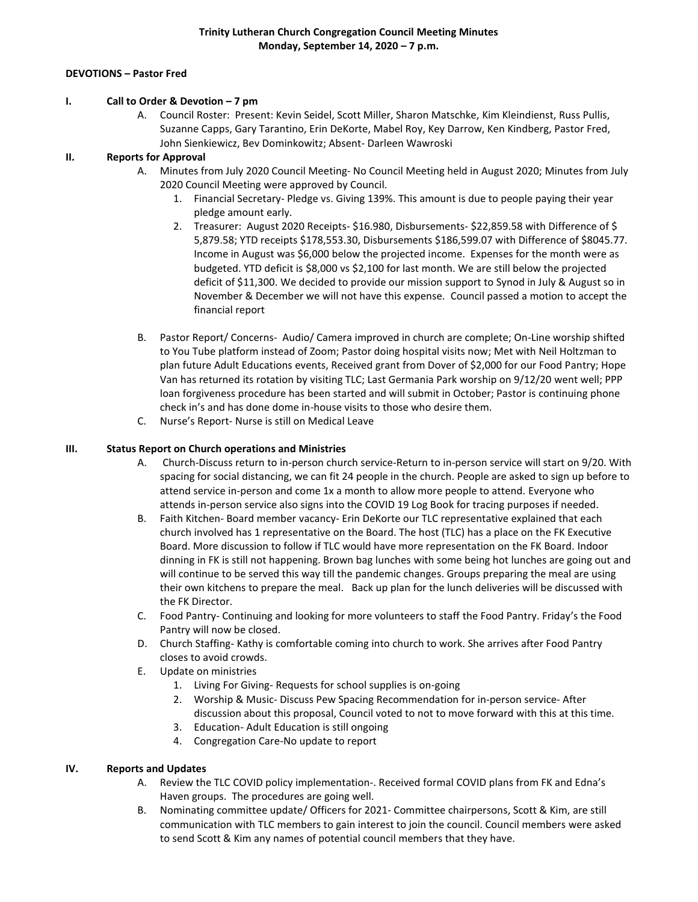**Trinity Lutheran Church Congregation Council Meeting Minutes**
**Monday, September 14, 2020 – 7 p.m.**

**DEVOTIONS – Pastor Fred**

**I. Call to Order & Devotion – 7 pm**

A. Council Roster: Present: Kevin Seidel, Scott Miller, Sharon Matschke, Kim Kleindienst, Russ Pullis, Suzanne Capps, Gary Tarantino, Erin DeKorte, Mabel Roy, Key Darrow, Ken Kindberg, Pastor Fred, John Sienkiewicz, Bev Dominkowitz; Absent- Darleen Wawroski

**II. Reports for Approval**

A. Minutes from July 2020 Council Meeting- No Council Meeting held in August 2020; Minutes from July 2020 Council Meeting were approved by Council.

1. Financial Secretary- Pledge vs. Giving 139%. This amount is due to people paying their year pledge amount early.
2. Treasurer: August 2020 Receipts- $16.980, Disbursements- $22,859.58 with Difference of $ 5,879.58; YTD receipts $178,553.30, Disbursements $186,599.07 with Difference of $8045.77. Income in August was $6,000 below the projected income. Expenses for the month were as budgeted. YTD deficit is $8,000 vs $2,100 for last month. We are still below the projected deficit of $11,300. We decided to provide our mission support to Synod in July & August so in November & December we will not have this expense. Council passed a motion to accept the financial report

B. Pastor Report/ Concerns- Audio/ Camera improved in church are complete; On-Line worship shifted to You Tube platform instead of Zoom; Pastor doing hospital visits now; Met with Neil Holtzman to plan future Adult Educations events, Received grant from Dover of $2,000 for our Food Pantry; Hope Van has returned its rotation by visiting TLC; Last Germania Park worship on 9/12/20 went well; PPP loan forgiveness procedure has been started and will submit in October; Pastor is continuing phone check in's and has done dome in-house visits to those who desire them.

C. Nurse's Report- Nurse is still on Medical Leave

**III. Status Report on Church operations and Ministries**

A. Church-Discuss return to in-person church service-Return to in-person service will start on 9/20. With spacing for social distancing, we can fit 24 people in the church. People are asked to sign up before to attend service in-person and come 1x a month to allow more people to attend. Everyone who attends in-person service also signs into the COVID 19 Log Book for tracing purposes if needed.

B. Faith Kitchen- Board member vacancy- Erin DeKorte our TLC representative explained that each church involved has 1 representative on the Board. The host (TLC) has a place on the FK Executive Board. More discussion to follow if TLC would have more representation on the FK Board. Indoor dinning in FK is still not happening. Brown bag lunches with some being hot lunches are going out and will continue to be served this way till the pandemic changes. Groups preparing the meal are using their own kitchens to prepare the meal. Back up plan for the lunch deliveries will be discussed with the FK Director.

C. Food Pantry- Continuing and looking for more volunteers to staff the Food Pantry. Friday's the Food Pantry will now be closed.

D. Church Staffing- Kathy is comfortable coming into church to work. She arrives after Food Pantry closes to avoid crowds.

E. Update on ministries

1. Living For Giving- Requests for school supplies is on-going
2. Worship & Music- Discuss Pew Spacing Recommendation for in-person service- After discussion about this proposal, Council voted to not to move forward with this at this time.
3. Education- Adult Education is still ongoing
4. Congregation Care-No update to report

**IV. Reports and Updates**

A. Review the TLC COVID policy implementation-. Received formal COVID plans from FK and Edna's Haven groups. The procedures are going well.

B. Nominating committee update/ Officers for 2021- Committee chairpersons, Scott & Kim, are still communication with TLC members to gain interest to join the council. Council members were asked to send Scott & Kim any names of potential council members that they have.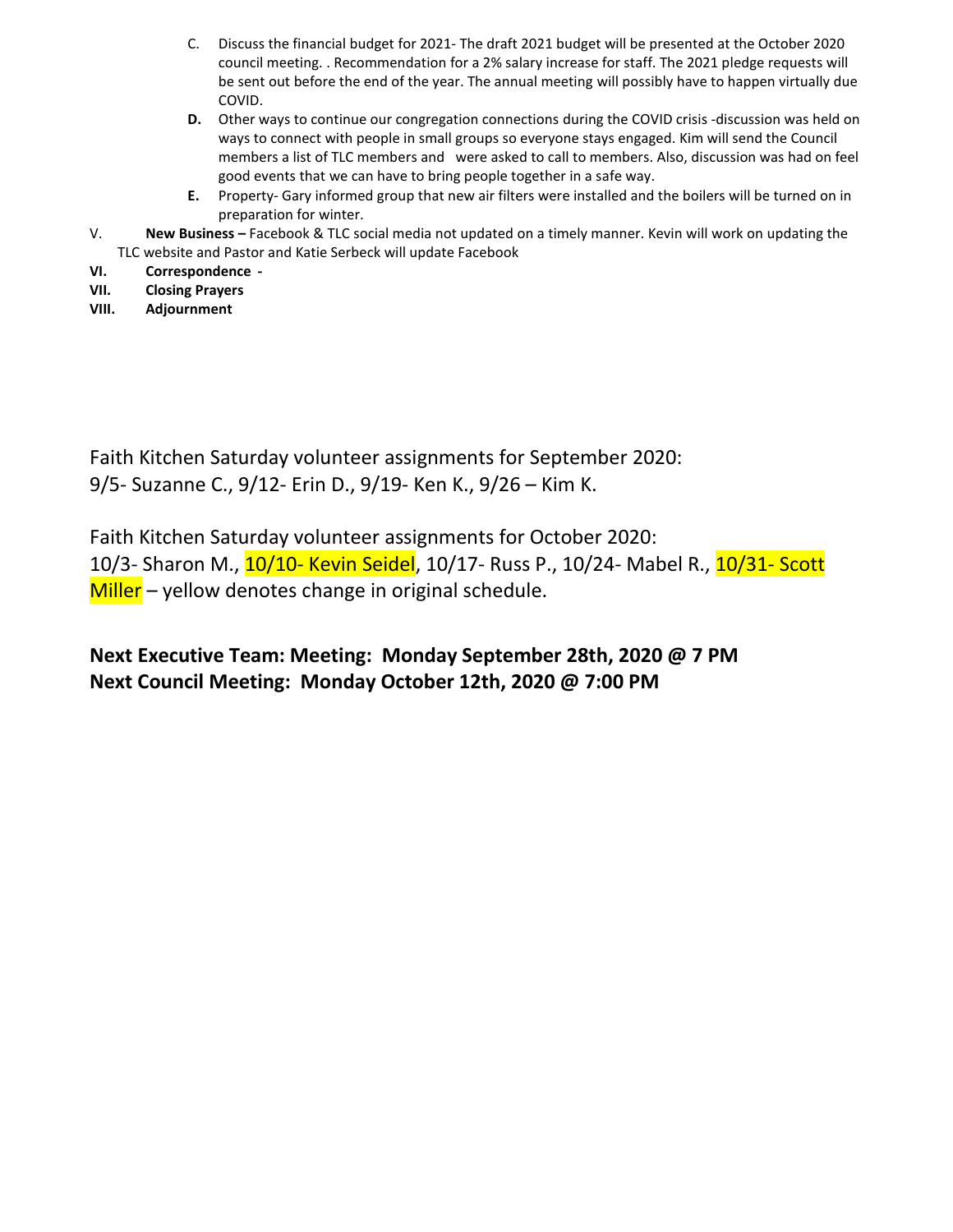C. Discuss the financial budget for 2021- The draft 2021 budget will be presented at the October 2020 council meeting. . Recommendation for a 2% salary increase for staff. The 2021 pledge requests will be sent out before the end of the year. The annual meeting will possibly have to happen virtually due COVID.

**D.** Other ways to continue our congregation connections during the COVID crisis -discussion was held on ways to connect with people in small groups so everyone stays engaged. Kim will send the Council members a list of TLC members and were asked to call to members. Also, discussion was had on feel good events that we can have to bring people together in a safe way.

**E.** Property- Gary informed group that new air filters were installed and the boilers will be turned on in preparation for winter.

V. **New Business –** Facebook & TLC social media not updated on a timely manner. Kevin will work on updating the TLC website and Pastor and Katie Serbeck will update Facebook

**VI. Correspondence -**

**VII. Closing Prayers**

**VIII. Adjournment**

Faith Kitchen Saturday volunteer assignments for September 2020:
9/5- Suzanne C., 9/12- Erin D., 9/19- Ken K., 9/26 – Kim K.

Faith Kitchen Saturday volunteer assignments for October 2020:
10/3- Sharon M., 10/10- Kevin Seidel, 10/17- Russ P., 10/24- Mabel R., 10/31- Scott Miller – yellow denotes change in original schedule.

**Next Executive Team: Meeting: Monday September 28th, 2020 @ 7 PM**
**Next Council Meeting: Monday October 12th, 2020 @ 7:00 PM**